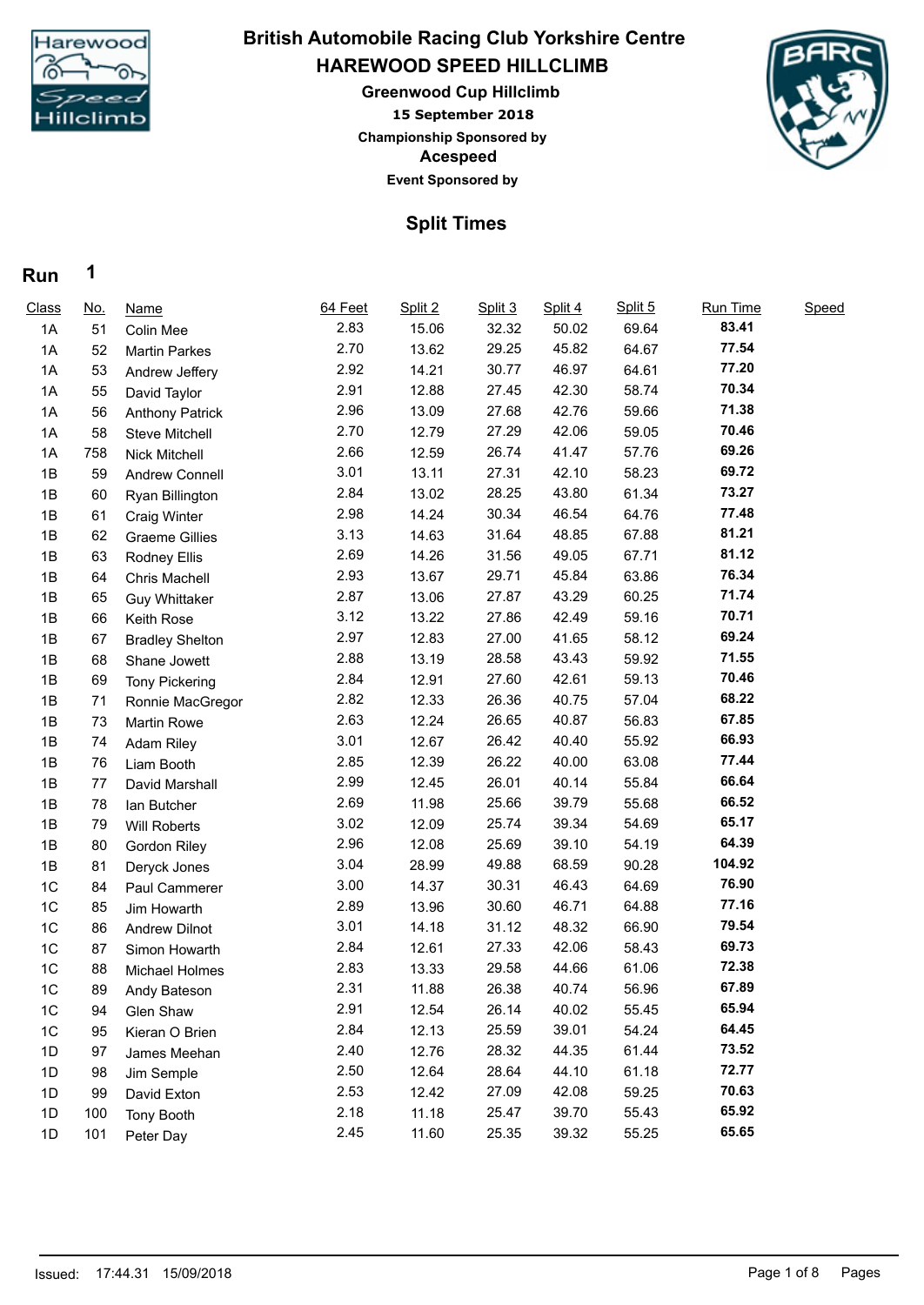# British Automobile Racing Club Yorkshire Centre

## HAREWOOD SPEED HILLCLIMB

### Greenwood Cup Hillclimb

**15 September 2018**

**Championship Sponsored by**

**Acespeed**

**Event Sponsored by**

## Split Times

**Run 1**

| Class | No. | Name | 64 Feet | Split 2 | Split 3 | Split 4 | Split 5 | Run Time | Speed |
|---|---|---|---|---|---|---|---|---|---|
| 1A | 51 | Colin Mee | 2.83 | 15.06 | 32.32 | 50.02 | 69.64 | **83.41** | |
| 1A | 52 | Martin Parkes | 2.70 | 13.62 | 29.25 | 45.82 | 64.67 | **77.54** | |
| 1A | 53 | Andrew Jeffery | 2.92 | 14.21 | 30.77 | 46.97 | 64.61 | **77.20** | |
| 1A | 55 | David Taylor | 2.91 | 12.88 | 27.45 | 42.30 | 58.74 | **70.34** | |
| 1A | 56 | Anthony Patrick | 2.96 | 13.09 | 27.68 | 42.76 | 59.66 | **71.38** | |
| 1A | 58 | Steve Mitchell | 2.70 | 12.79 | 27.29 | 42.06 | 59.05 | **70.46** | |
| 1A | 758 | Nick Mitchell | 2.66 | 12.59 | 26.74 | 41.47 | 57.76 | **69.26** | |
| 1B | 59 | Andrew Connell | 3.01 | 13.11 | 27.31 | 42.10 | 58.23 | **69.72** | |
| 1B | 60 | Ryan Billington | 2.84 | 13.02 | 28.25 | 43.80 | 61.34 | **73.27** | |
| 1B | 61 | Craig Winter | 2.98 | 14.24 | 30.34 | 46.54 | 64.76 | **77.48** | |
| 1B | 62 | Graeme Gillies | 3.13 | 14.63 | 31.64 | 48.85 | 67.88 | **81.21** | |
| 1B | 63 | Rodney Ellis | 2.69 | 14.26 | 31.56 | 49.05 | 67.71 | **81.12** | |
| 1B | 64 | Chris Machell | 2.93 | 13.67 | 29.71 | 45.84 | 63.86 | **76.34** | |
| 1B | 65 | Guy Whittaker | 2.87 | 13.06 | 27.87 | 43.29 | 60.25 | **71.74** | |
| 1B | 66 | Keith Rose | 3.12 | 13.22 | 27.86 | 42.49 | 59.16 | **70.71** | |
| 1B | 67 | Bradley Shelton | 2.97 | 12.83 | 27.00 | 41.65 | 58.12 | **69.24** | |
| 1B | 68 | Shane Jowett | 2.88 | 13.19 | 28.58 | 43.43 | 59.92 | **71.55** | |
| 1B | 69 | Tony Pickering | 2.84 | 12.91 | 27.60 | 42.61 | 59.13 | **70.46** | |
| 1B | 71 | Ronnie MacGregor | 2.82 | 12.33 | 26.36 | 40.75 | 57.04 | **68.22** | |
| 1B | 73 | Martin Rowe | 2.63 | 12.24 | 26.65 | 40.87 | 56.83 | **67.85** | |
| 1B | 74 | Adam Riley | 3.01 | 12.67 | 26.42 | 40.40 | 55.92 | **66.93** | |
| 1B | 76 | Liam Booth | 2.85 | 12.39 | 26.22 | 40.00 | 63.08 | **77.44** | |
| 1B | 77 | David Marshall | 2.99 | 12.45 | 26.01 | 40.14 | 55.84 | **66.64** | |
| 1B | 78 | Ian Butcher | 2.69 | 11.98 | 25.66 | 39.79 | 55.68 | **66.52** | |
| 1B | 79 | Will Roberts | 3.02 | 12.09 | 25.74 | 39.34 | 54.69 | **65.17** | |
| 1B | 80 | Gordon Riley | 2.96 | 12.08 | 25.69 | 39.10 | 54.19 | **64.39** | |
| 1B | 81 | Deryck Jones | 3.04 | 28.99 | 49.88 | 68.59 | 90.28 | **104.92** | |
| 1C | 84 | Paul Cammerer | 3.00 | 14.37 | 30.31 | 46.43 | 64.69 | **76.90** | |
| 1C | 85 | Jim Howarth | 2.89 | 13.96 | 30.60 | 46.71 | 64.88 | **77.16** | |
| 1C | 86 | Andrew Dilnot | 3.01 | 14.18 | 31.12 | 48.32 | 66.90 | **79.54** | |
| 1C | 87 | Simon Howarth | 2.84 | 12.61 | 27.33 | 42.06 | 58.43 | **69.73** | |
| 1C | 88 | Michael Holmes | 2.83 | 13.33 | 29.58 | 44.66 | 61.06 | **72.38** | |
| 1C | 89 | Andy Bateson | 2.31 | 11.88 | 26.38 | 40.74 | 56.96 | **67.89** | |
| 1C | 94 | Glen Shaw | 2.91 | 12.54 | 26.14 | 40.02 | 55.45 | **65.94** | |
| 1C | 95 | Kieran O Brien | 2.84 | 12.13 | 25.59 | 39.01 | 54.24 | **64.45** | |
| 1D | 97 | James Meehan | 2.40 | 12.76 | 28.32 | 44.35 | 61.44 | **73.52** | |
| 1D | 98 | Jim Semple | 2.50 | 12.64 | 28.64 | 44.10 | 61.18 | **72.77** | |
| 1D | 99 | David Exton | 2.53 | 12.42 | 27.09 | 42.08 | 59.25 | **70.63** | |
| 1D | 100 | Tony Booth | 2.18 | 11.18 | 25.47 | 39.70 | 55.43 | **65.92** | |
| 1D | 101 | Peter Day | 2.45 | 11.60 | 25.35 | 39.32 | 55.25 | **65.65** | |

Issued: 17:44.31 15/09/2018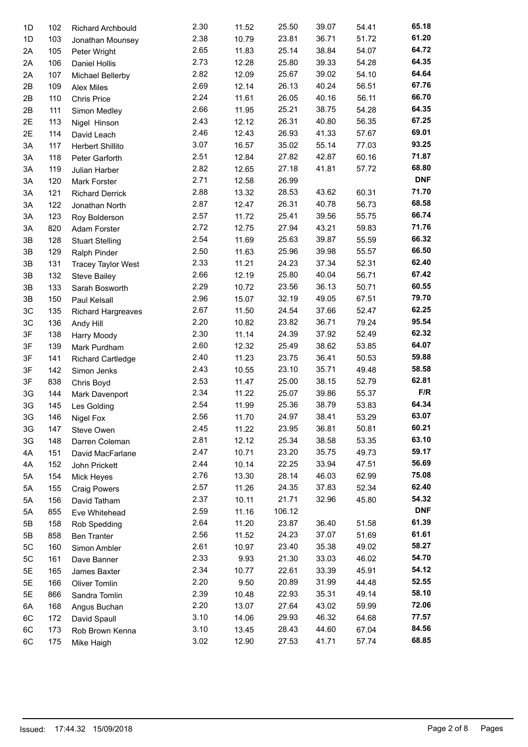| | | | | | | | | |
|---|---|---|---|---|---|---|---|---|
| 1D | 102 | Richard Archbould | 2.30 | 11.52 | 25.50 | 39.07 | 54.41 | **65.18** |
| 1D | 103 | Jonathan Mounsey | 2.38 | 10.79 | 23.81 | 36.71 | 51.72 | **61.20** |
| 2A | 105 | Peter Wright | 2.65 | 11.83 | 25.14 | 38.84 | 54.07 | **64.72** |
| 2A | 106 | Daniel Hollis | 2.73 | 12.28 | 25.80 | 39.33 | 54.28 | **64.35** |
| 2A | 107 | Michael Bellerby | 2.82 | 12.09 | 25.67 | 39.02 | 54.10 | **64.64** |
| 2B | 109 | Alex Miles | 2.69 | 12.14 | 26.13 | 40.24 | 56.51 | **67.76** |
| 2B | 110 | Chris Price | 2.24 | 11.61 | 26.05 | 40.16 | 56.11 | **66.70** |
| 2B | 111 | Simon Medley | 2.66 | 11.95 | 25.21 | 38.75 | 54.28 | **64.35** |
| 2E | 113 | Nigel Hinson | 2.43 | 12.12 | 26.31 | 40.80 | 56.35 | **67.25** |
| 2E | 114 | David Leach | 2.46 | 12.43 | 26.93 | 41.33 | 57.67 | **69.01** |
| 3A | 117 | Herbert Shillito | 3.07 | 16.57 | 35.02 | 55.14 | 77.03 | **93.25** |
| 3A | 118 | Peter Garforth | 2.51 | 12.84 | 27.82 | 42.87 | 60.16 | **71.87** |
| 3A | 119 | Julian Harber | 2.82 | 12.65 | 27.18 | 41.81 | 57.72 | **68.80** |
| 3A | 120 | Mark Forster | 2.71 | 12.58 | 26.99 | | | **DNF** |
| 3A | 121 | Richard Derrick | 2.88 | 13.32 | 28.53 | 43.62 | 60.31 | **71.70** |
| 3A | 122 | Jonathan North | 2.87 | 12.47 | 26.31 | 40.78 | 56.73 | **68.58** |
| 3A | 123 | Roy Bolderson | 2.57 | 11.72 | 25.41 | 39.56 | 55.75 | **66.74** |
| 3A | 820 | Adam Forster | 2.72 | 12.75 | 27.94 | 43.21 | 59.83 | **71.76** |
| 3B | 128 | Stuart Stelling | 2.54 | 11.69 | 25.63 | 39.87 | 55.59 | **66.32** |
| 3B | 129 | Ralph Pinder | 2.50 | 11.63 | 25.96 | 39.98 | 55.57 | **66.50** |
| 3B | 131 | Tracey Taylor West | 2.33 | 11.21 | 24.23 | 37.34 | 52.31 | **62.40** |
| 3B | 132 | Steve Bailey | 2.66 | 12.19 | 25.80 | 40.04 | 56.71 | **67.42** |
| 3B | 133 | Sarah Bosworth | 2.29 | 10.72 | 23.56 | 36.13 | 50.71 | **60.55** |
| 3B | 150 | Paul Kelsall | 2.96 | 15.07 | 32.19 | 49.05 | 67.51 | **79.70** |
| 3C | 135 | Richard Hargreaves | 2.67 | 11.50 | 24.54 | 37.66 | 52.47 | **62.25** |
| 3C | 136 | Andy Hill | 2.20 | 10.82 | 23.82 | 36.71 | 79.24 | **95.54** |
| 3F | 138 | Harry Moody | 2.30 | 11.14 | 24.39 | 37.92 | 52.49 | **62.32** |
| 3F | 139 | Mark Purdham | 2.60 | 12.32 | 25.49 | 38.62 | 53.85 | **64.07** |
| 3F | 141 | Richard Cartledge | 2.40 | 11.23 | 23.75 | 36.41 | 50.53 | **59.88** |
| 3F | 142 | Simon Jenks | 2.43 | 10.55 | 23.10 | 35.71 | 49.48 | **58.58** |
| 3F | 838 | Chris Boyd | 2.53 | 11.47 | 25.00 | 38.15 | 52.79 | **62.81** |
| 3G | 144 | Mark Davenport | 2.34 | 11.22 | 25.07 | 39.86 | 55.37 | **F/R** |
| 3G | 145 | Les Golding | 2.54 | 11.99 | 25.36 | 38.79 | 53.83 | **64.34** |
| 3G | 146 | Nigel Fox | 2.56 | 11.70 | 24.97 | 38.41 | 53.29 | **63.07** |
| 3G | 147 | Steve Owen | 2.45 | 11.22 | 23.95 | 36.81 | 50.81 | **60.21** |
| 3G | 148 | Darren Coleman | 2.81 | 12.12 | 25.34 | 38.58 | 53.35 | **63.10** |
| 4A | 151 | David MacFarlane | 2.47 | 10.71 | 23.20 | 35.75 | 49.73 | **59.17** |
| 4A | 152 | John Prickett | 2.44 | 10.14 | 22.25 | 33.94 | 47.51 | **56.69** |
| 5A | 154 | Mick Heyes | 2.76 | 13.30 | 28.14 | 46.03 | 62.99 | **75.08** |
| 5A | 155 | Craig Powers | 2.57 | 11.26 | 24.35 | 37.83 | 52.34 | **62.40** |
| 5A | 156 | David Tatham | 2.37 | 10.11 | 21.71 | 32.96 | 45.80 | **54.32** |
| 5A | 855 | Eve Whitehead | 2.59 | 11.16 | 106.12 | | | **DNF** |
| 5B | 158 | Rob Spedding | 2.64 | 11.20 | 23.87 | 36.40 | 51.58 | **61.39** |
| 5B | 858 | Ben Tranter | 2.56 | 11.52 | 24.23 | 37.07 | 51.69 | **61.61** |
| 5C | 160 | Simon Ambler | 2.61 | 10.97 | 23.40 | 35.38 | 49.02 | **58.27** |
| 5C | 161 | Dave Banner | 2.33 | 9.93 | 21.30 | 33.03 | 46.02 | **54.70** |
| 5E | 165 | James Baxter | 2.34 | 10.77 | 22.61 | 33.39 | 45.91 | **54.12** |
| 5E | 166 | Oliver Tomlin | 2.20 | 9.50 | 20.89 | 31.99 | 44.48 | **52.55** |
| 5E | 866 | Sandra Tomlin | 2.39 | 10.48 | 22.93 | 35.31 | 49.14 | **58.10** |
| 6A | 168 | Angus Buchan | 2.20 | 13.07 | 27.64 | 43.02 | 59.99 | **72.06** |
| 6C | 172 | David Spaull | 3.10 | 14.06 | 29.93 | 46.32 | 64.68 | **77.57** |
| 6C | 173 | Rob Brown Kenna | 3.10 | 13.45 | 28.43 | 44.60 | 67.04 | **84.56** |
| 6C | 175 | Mike Haigh | 3.02 | 12.90 | 27.53 | 41.71 | 57.74 | **68.85** |

Issued: 17:44.32 15/09/2018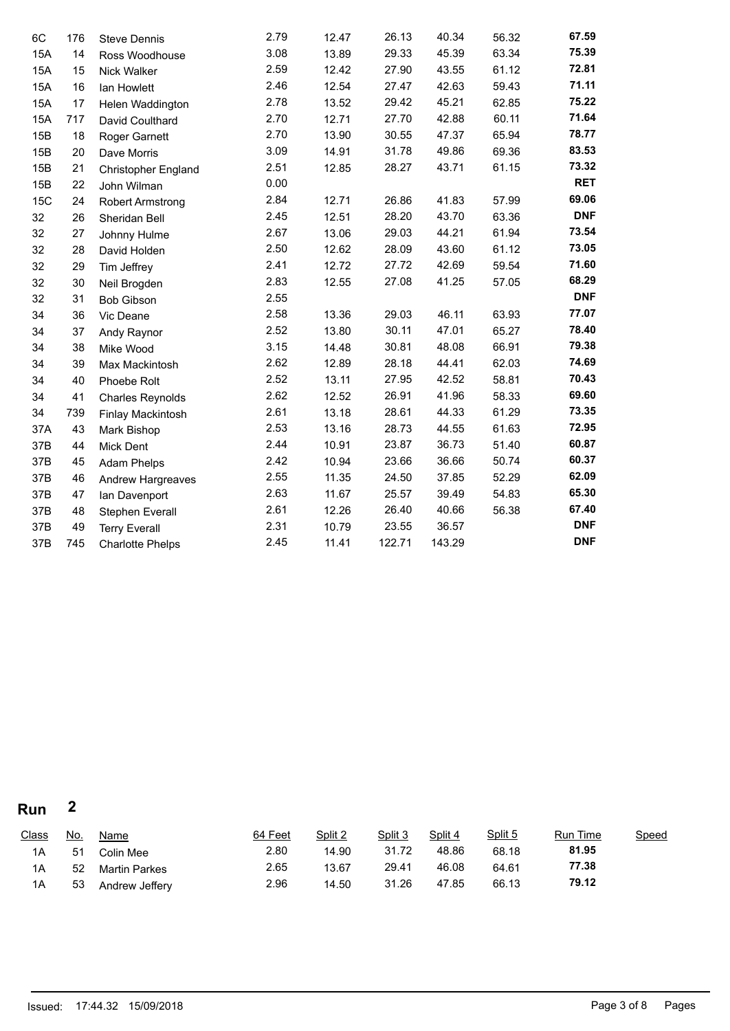| Class | No. | Name | 64 Feet | Split 2 | Split 3 | Split 4 | Split 5 | Run Time | Speed |
|---|---|---|---|---|---|---|---|---|---|
| 6C | 176 | Steve Dennis | 2.79 | 12.47 | 26.13 | 40.34 | 56.32 | **67.59** | |
| 15A | 14 | Ross Woodhouse | 3.08 | 13.89 | 29.33 | 45.39 | 63.34 | **75.39** | |
| 15A | 15 | Nick Walker | 2.59 | 12.42 | 27.90 | 43.55 | 61.12 | **72.81** | |
| 15A | 16 | Ian Howlett | 2.46 | 12.54 | 27.47 | 42.63 | 59.43 | **71.11** | |
| 15A | 17 | Helen Waddington | 2.78 | 13.52 | 29.42 | 45.21 | 62.85 | **75.22** | |
| 15A | 717 | David Coulthard | 2.70 | 12.71 | 27.70 | 42.88 | 60.11 | **71.64** | |
| 15B | 18 | Roger Garnett | 2.70 | 13.90 | 30.55 | 47.37 | 65.94 | **78.77** | |
| 15B | 20 | Dave Morris | 3.09 | 14.91 | 31.78 | 49.86 | 69.36 | **83.53** | |
| 15B | 21 | Christopher England | 2.51 | 12.85 | 28.27 | 43.71 | 61.15 | **73.32** | |
| 15B | 22 | John Wilman | 0.00 | | | | | **RET** | |
| 15C | 24 | Robert Armstrong | 2.84 | 12.71 | 26.86 | 41.83 | 57.99 | **69.06** | |
| 32 | 26 | Sheridan Bell | 2.45 | 12.51 | 28.20 | 43.70 | 63.36 | **DNF** | |
| 32 | 27 | Johnny Hulme | 2.67 | 13.06 | 29.03 | 44.21 | 61.94 | **73.54** | |
| 32 | 28 | David Holden | 2.50 | 12.62 | 28.09 | 43.60 | 61.12 | **73.05** | |
| 32 | 29 | Tim Jeffrey | 2.41 | 12.72 | 27.72 | 42.69 | 59.54 | **71.60** | |
| 32 | 30 | Neil Brogden | 2.83 | 12.55 | 27.08 | 41.25 | 57.05 | **68.29** | |
| 32 | 31 | Bob Gibson | 2.55 | | | | | **DNF** | |
| 34 | 36 | Vic Deane | 2.58 | 13.36 | 29.03 | 46.11 | 63.93 | **77.07** | |
| 34 | 37 | Andy Raynor | 2.52 | 13.80 | 30.11 | 47.01 | 65.27 | **78.40** | |
| 34 | 38 | Mike Wood | 3.15 | 14.48 | 30.81 | 48.08 | 66.91 | **79.38** | |
| 34 | 39 | Max Mackintosh | 2.62 | 12.89 | 28.18 | 44.41 | 62.03 | **74.69** | |
| 34 | 40 | Phoebe Rolt | 2.52 | 13.11 | 27.95 | 42.52 | 58.81 | **70.43** | |
| 34 | 41 | Charles Reynolds | 2.62 | 12.52 | 26.91 | 41.96 | 58.33 | **69.60** | |
| 34 | 739 | Finlay Mackintosh | 2.61 | 13.18 | 28.61 | 44.33 | 61.29 | **73.35** | |
| 37A | 43 | Mark Bishop | 2.53 | 13.16 | 28.73 | 44.55 | 61.63 | **72.95** | |
| 37B | 44 | Mick Dent | 2.44 | 10.91 | 23.87 | 36.73 | 51.40 | **60.87** | |
| 37B | 45 | Adam Phelps | 2.42 | 10.94 | 23.66 | 36.66 | 50.74 | **60.37** | |
| 37B | 46 | Andrew Hargreaves | 2.55 | 11.35 | 24.50 | 37.85 | 52.29 | **62.09** | |
| 37B | 47 | Ian Davenport | 2.63 | 11.67 | 25.57 | 39.49 | 54.83 | **65.30** | |
| 37B | 48 | Stephen Everall | 2.61 | 12.26 | 26.40 | 40.66 | 56.38 | **67.40** | |
| 37B | 49 | Terry Everall | 2.31 | 10.79 | 23.55 | 36.57 | | **DNF** | |
| 37B | 745 | Charlotte Phelps | 2.45 | 11.41 | 122.71 | 143.29 | | **DNF** | |

## Run 2

| Class | No. | Name | 64 Feet | Split 2 | Split 3 | Split 4 | Split 5 | Run Time | Speed |
|---|---|---|---|---|---|---|---|---|---|
| 1A | 51 | Colin Mee | 2.80 | 14.90 | 31.72 | 48.86 | 68.18 | **81.95** | |
| 1A | 52 | Martin Parkes | 2.65 | 13.67 | 29.41 | 46.08 | 64.61 | **77.38** | |
| 1A | 53 | Andrew Jeffery | 2.96 | 14.50 | 31.26 | 47.85 | 66.13 | **79.12** | |

Issued: 17:44.32 15/09/2018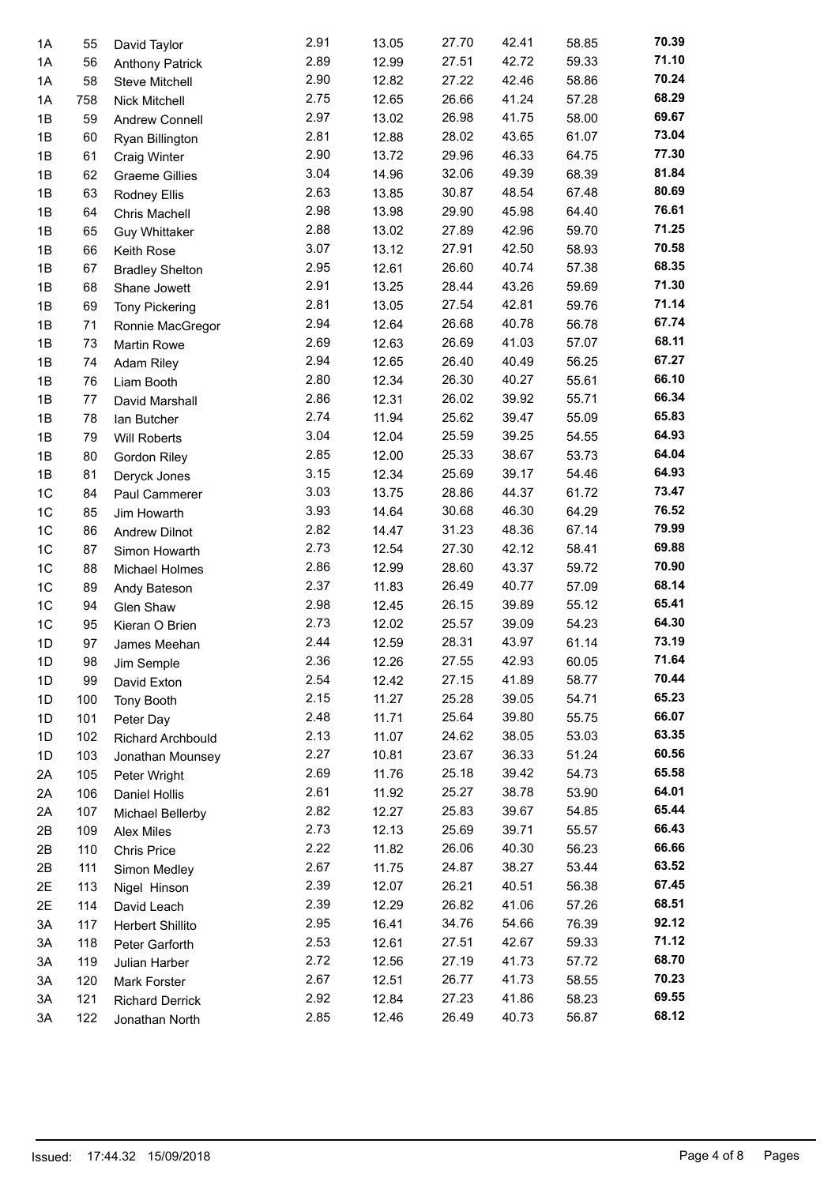| | | | | | | | | |
|---|---|---|---|---|---|---|---|---|
| 1A | 55 | David Taylor | 2.91 | 13.05 | 27.70 | 42.41 | 58.85 | **70.39** |
| 1A | 56 | Anthony Patrick | 2.89 | 12.99 | 27.51 | 42.72 | 59.33 | **71.10** |
| 1A | 58 | Steve Mitchell | 2.90 | 12.82 | 27.22 | 42.46 | 58.86 | **70.24** |
| 1A | 758 | Nick Mitchell | 2.75 | 12.65 | 26.66 | 41.24 | 57.28 | **68.29** |
| 1B | 59 | Andrew Connell | 2.97 | 13.02 | 26.98 | 41.75 | 58.00 | **69.67** |
| 1B | 60 | Ryan Billington | 2.81 | 12.88 | 28.02 | 43.65 | 61.07 | **73.04** |
| 1B | 61 | Craig Winter | 2.90 | 13.72 | 29.96 | 46.33 | 64.75 | **77.30** |
| 1B | 62 | Graeme Gillies | 3.04 | 14.96 | 32.06 | 49.39 | 68.39 | **81.84** |
| 1B | 63 | Rodney Ellis | 2.63 | 13.85 | 30.87 | 48.54 | 67.48 | **80.69** |
| 1B | 64 | Chris Machell | 2.98 | 13.98 | 29.90 | 45.98 | 64.40 | **76.61** |
| 1B | 65 | Guy Whittaker | 2.88 | 13.02 | 27.89 | 42.96 | 59.70 | **71.25** |
| 1B | 66 | Keith Rose | 3.07 | 13.12 | 27.91 | 42.50 | 58.93 | **70.58** |
| 1B | 67 | Bradley Shelton | 2.95 | 12.61 | 26.60 | 40.74 | 57.38 | **68.35** |
| 1B | 68 | Shane Jowett | 2.91 | 13.25 | 28.44 | 43.26 | 59.69 | **71.30** |
| 1B | 69 | Tony Pickering | 2.81 | 13.05 | 27.54 | 42.81 | 59.76 | **71.14** |
| 1B | 71 | Ronnie MacGregor | 2.94 | 12.64 | 26.68 | 40.78 | 56.78 | **67.74** |
| 1B | 73 | Martin Rowe | 2.69 | 12.63 | 26.69 | 41.03 | 57.07 | **68.11** |
| 1B | 74 | Adam Riley | 2.94 | 12.65 | 26.40 | 40.49 | 56.25 | **67.27** |
| 1B | 76 | Liam Booth | 2.80 | 12.34 | 26.30 | 40.27 | 55.61 | **66.10** |
| 1B | 77 | David Marshall | 2.86 | 12.31 | 26.02 | 39.92 | 55.71 | **66.34** |
| 1B | 78 | Ian Butcher | 2.74 | 11.94 | 25.62 | 39.47 | 55.09 | **65.83** |
| 1B | 79 | Will Roberts | 3.04 | 12.04 | 25.59 | 39.25 | 54.55 | **64.93** |
| 1B | 80 | Gordon Riley | 2.85 | 12.00 | 25.33 | 38.67 | 53.73 | **64.04** |
| 1B | 81 | Deryck Jones | 3.15 | 12.34 | 25.69 | 39.17 | 54.46 | **64.93** |
| 1C | 84 | Paul Cammerer | 3.03 | 13.75 | 28.86 | 44.37 | 61.72 | **73.47** |
| 1C | 85 | Jim Howarth | 3.93 | 14.64 | 30.68 | 46.30 | 64.29 | **76.52** |
| 1C | 86 | Andrew Dilnot | 2.82 | 14.47 | 31.23 | 48.36 | 67.14 | **79.99** |
| 1C | 87 | Simon Howarth | 2.73 | 12.54 | 27.30 | 42.12 | 58.41 | **69.88** |
| 1C | 88 | Michael Holmes | 2.86 | 12.99 | 28.60 | 43.37 | 59.72 | **70.90** |
| 1C | 89 | Andy Bateson | 2.37 | 11.83 | 26.49 | 40.77 | 57.09 | **68.14** |
| 1C | 94 | Glen Shaw | 2.98 | 12.45 | 26.15 | 39.89 | 55.12 | **65.41** |
| 1C | 95 | Kieran O Brien | 2.73 | 12.02 | 25.57 | 39.09 | 54.23 | **64.30** |
| 1D | 97 | James Meehan | 2.44 | 12.59 | 28.31 | 43.97 | 61.14 | **73.19** |
| 1D | 98 | Jim Semple | 2.36 | 12.26 | 27.55 | 42.93 | 60.05 | **71.64** |
| 1D | 99 | David Exton | 2.54 | 12.42 | 27.15 | 41.89 | 58.77 | **70.44** |
| 1D | 100 | Tony Booth | 2.15 | 11.27 | 25.28 | 39.05 | 54.71 | **65.23** |
| 1D | 101 | Peter Day | 2.48 | 11.71 | 25.64 | 39.80 | 55.75 | **66.07** |
| 1D | 102 | Richard Archbould | 2.13 | 11.07 | 24.62 | 38.05 | 53.03 | **63.35** |
| 1D | 103 | Jonathan Mounsey | 2.27 | 10.81 | 23.67 | 36.33 | 51.24 | **60.56** |
| 2A | 105 | Peter Wright | 2.69 | 11.76 | 25.18 | 39.42 | 54.73 | **65.58** |
| 2A | 106 | Daniel Hollis | 2.61 | 11.92 | 25.27 | 38.78 | 53.90 | **64.01** |
| 2A | 107 | Michael Bellerby | 2.82 | 12.27 | 25.83 | 39.67 | 54.85 | **65.44** |
| 2B | 109 | Alex Miles | 2.73 | 12.13 | 25.69 | 39.71 | 55.57 | **66.43** |
| 2B | 110 | Chris Price | 2.22 | 11.82 | 26.06 | 40.30 | 56.23 | **66.66** |
| 2B | 111 | Simon Medley | 2.67 | 11.75 | 24.87 | 38.27 | 53.44 | **63.52** |
| 2E | 113 | Nigel Hinson | 2.39 | 12.07 | 26.21 | 40.51 | 56.38 | **67.45** |
| 2E | 114 | David Leach | 2.39 | 12.29 | 26.82 | 41.06 | 57.26 | **68.51** |
| 3A | 117 | Herbert Shillito | 2.95 | 16.41 | 34.76 | 54.66 | 76.39 | **92.12** |
| 3A | 118 | Peter Garforth | 2.53 | 12.61 | 27.51 | 42.67 | 59.33 | **71.12** |
| 3A | 119 | Julian Harber | 2.72 | 12.56 | 27.19 | 41.73 | 57.72 | **68.70** |
| 3A | 120 | Mark Forster | 2.67 | 12.51 | 26.77 | 41.73 | 58.55 | **70.23** |
| 3A | 121 | Richard Derrick | 2.92 | 12.84 | 27.23 | 41.86 | 58.23 | **69.55** |
| 3A | 122 | Jonathan North | 2.85 | 12.46 | 26.49 | 40.73 | 56.87 | **68.12** |

Issued: 17:44.32 15/09/2018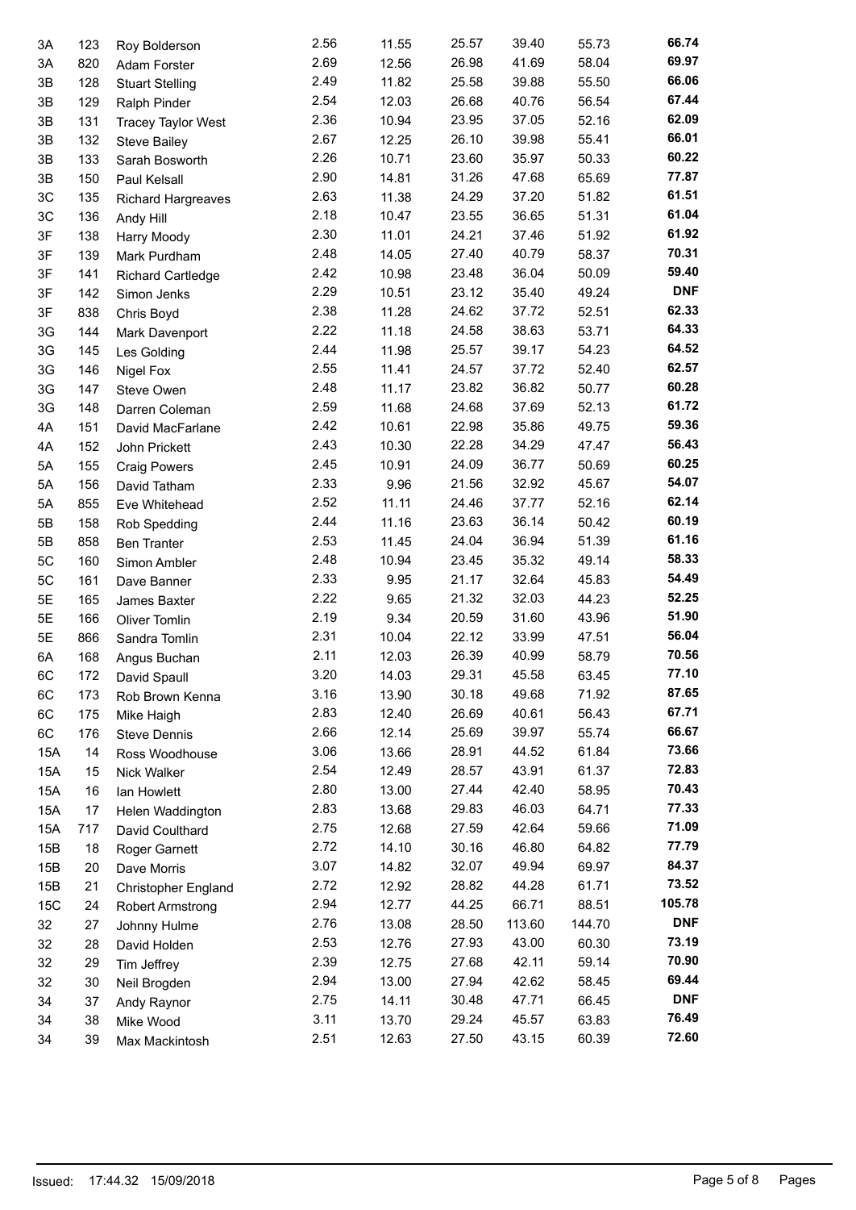| | | | | | | | | |
|---|---|---|---|---|---|---|---|---|
| 3A | 123 | Roy Bolderson | 2.56 | 11.55 | 25.57 | 39.40 | 55.73 | **66.74** |
| 3A | 820 | Adam Forster | 2.69 | 12.56 | 26.98 | 41.69 | 58.04 | **69.97** |
| 3B | 128 | Stuart Stelling | 2.49 | 11.82 | 25.58 | 39.88 | 55.50 | **66.06** |
| 3B | 129 | Ralph Pinder | 2.54 | 12.03 | 26.68 | 40.76 | 56.54 | **67.44** |
| 3B | 131 | Tracey Taylor West | 2.36 | 10.94 | 23.95 | 37.05 | 52.16 | **62.09** |
| 3B | 132 | Steve Bailey | 2.67 | 12.25 | 26.10 | 39.98 | 55.41 | **66.01** |
| 3B | 133 | Sarah Bosworth | 2.26 | 10.71 | 23.60 | 35.97 | 50.33 | **60.22** |
| 3B | 150 | Paul Kelsall | 2.90 | 14.81 | 31.26 | 47.68 | 65.69 | **77.87** |
| 3C | 135 | Richard Hargreaves | 2.63 | 11.38 | 24.29 | 37.20 | 51.82 | **61.51** |
| 3C | 136 | Andy Hill | 2.18 | 10.47 | 23.55 | 36.65 | 51.31 | **61.04** |
| 3F | 138 | Harry Moody | 2.30 | 11.01 | 24.21 | 37.46 | 51.92 | **61.92** |
| 3F | 139 | Mark Purdham | 2.48 | 14.05 | 27.40 | 40.79 | 58.37 | **70.31** |
| 3F | 141 | Richard Cartledge | 2.42 | 10.98 | 23.48 | 36.04 | 50.09 | **59.40** |
| 3F | 142 | Simon Jenks | 2.29 | 10.51 | 23.12 | 35.40 | 49.24 | **DNF** |
| 3F | 838 | Chris Boyd | 2.38 | 11.28 | 24.62 | 37.72 | 52.51 | **62.33** |
| 3G | 144 | Mark Davenport | 2.22 | 11.18 | 24.58 | 38.63 | 53.71 | **64.33** |
| 3G | 145 | Les Golding | 2.44 | 11.98 | 25.57 | 39.17 | 54.23 | **64.52** |
| 3G | 146 | Nigel Fox | 2.55 | 11.41 | 24.57 | 37.72 | 52.40 | **62.57** |
| 3G | 147 | Steve Owen | 2.48 | 11.17 | 23.82 | 36.82 | 50.77 | **60.28** |
| 3G | 148 | Darren Coleman | 2.59 | 11.68 | 24.68 | 37.69 | 52.13 | **61.72** |
| 4A | 151 | David MacFarlane | 2.42 | 10.61 | 22.98 | 35.86 | 49.75 | **59.36** |
| 4A | 152 | John Prickett | 2.43 | 10.30 | 22.28 | 34.29 | 47.47 | **56.43** |
| 5A | 155 | Craig Powers | 2.45 | 10.91 | 24.09 | 36.77 | 50.69 | **60.25** |
| 5A | 156 | David Tatham | 2.33 | 9.96 | 21.56 | 32.92 | 45.67 | **54.07** |
| 5A | 855 | Eve Whitehead | 2.52 | 11.11 | 24.46 | 37.77 | 52.16 | **62.14** |
| 5B | 158 | Rob Spedding | 2.44 | 11.16 | 23.63 | 36.14 | 50.42 | **60.19** |
| 5B | 858 | Ben Tranter | 2.53 | 11.45 | 24.04 | 36.94 | 51.39 | **61.16** |
| 5C | 160 | Simon Ambler | 2.48 | 10.94 | 23.45 | 35.32 | 49.14 | **58.33** |
| 5C | 161 | Dave Banner | 2.33 | 9.95 | 21.17 | 32.64 | 45.83 | **54.49** |
| 5E | 165 | James Baxter | 2.22 | 9.65 | 21.32 | 32.03 | 44.23 | **52.25** |
| 5E | 166 | Oliver Tomlin | 2.19 | 9.34 | 20.59 | 31.60 | 43.96 | **51.90** |
| 5E | 866 | Sandra Tomlin | 2.31 | 10.04 | 22.12 | 33.99 | 47.51 | **56.04** |
| 6A | 168 | Angus Buchan | 2.11 | 12.03 | 26.39 | 40.99 | 58.79 | **70.56** |
| 6C | 172 | David Spaull | 3.20 | 14.03 | 29.31 | 45.58 | 63.45 | **77.10** |
| 6C | 173 | Rob Brown Kenna | 3.16 | 13.90 | 30.18 | 49.68 | 71.92 | **87.65** |
| 6C | 175 | Mike Haigh | 2.83 | 12.40 | 26.69 | 40.61 | 56.43 | **67.71** |
| 6C | 176 | Steve Dennis | 2.66 | 12.14 | 25.69 | 39.97 | 55.74 | **66.67** |
| 15A | 14 | Ross Woodhouse | 3.06 | 13.66 | 28.91 | 44.52 | 61.84 | **73.66** |
| 15A | 15 | Nick Walker | 2.54 | 12.49 | 28.57 | 43.91 | 61.37 | **72.83** |
| 15A | 16 | Ian Howlett | 2.80 | 13.00 | 27.44 | 42.40 | 58.95 | **70.43** |
| 15A | 17 | Helen Waddington | 2.83 | 13.68 | 29.83 | 46.03 | 64.71 | **77.33** |
| 15A | 717 | David Coulthard | 2.75 | 12.68 | 27.59 | 42.64 | 59.66 | **71.09** |
| 15B | 18 | Roger Garnett | 2.72 | 14.10 | 30.16 | 46.80 | 64.82 | **77.79** |
| 15B | 20 | Dave Morris | 3.07 | 14.82 | 32.07 | 49.94 | 69.97 | **84.37** |
| 15B | 21 | Christopher England | 2.72 | 12.92 | 28.82 | 44.28 | 61.71 | **73.52** |
| 15C | 24 | Robert Armstrong | 2.94 | 12.77 | 44.25 | 66.71 | 88.51 | **105.78** |
| 32 | 27 | Johnny Hulme | 2.76 | 13.08 | 28.50 | 113.60 | 144.70 | **DNF** |
| 32 | 28 | David Holden | 2.53 | 12.76 | 27.93 | 43.00 | 60.30 | **73.19** |
| 32 | 29 | Tim Jeffrey | 2.39 | 12.75 | 27.68 | 42.11 | 59.14 | **70.90** |
| 32 | 30 | Neil Brogden | 2.94 | 13.00 | 27.94 | 42.62 | 58.45 | **69.44** |
| 34 | 37 | Andy Raynor | 2.75 | 14.11 | 30.48 | 47.71 | 66.45 | **DNF** |
| 34 | 38 | Mike Wood | 3.11 | 13.70 | 29.24 | 45.57 | 63.83 | **76.49** |
| 34 | 39 | Max Mackintosh | 2.51 | 12.63 | 27.50 | 43.15 | 60.39 | **72.60** |

Issued: 17:44.32 15/09/2018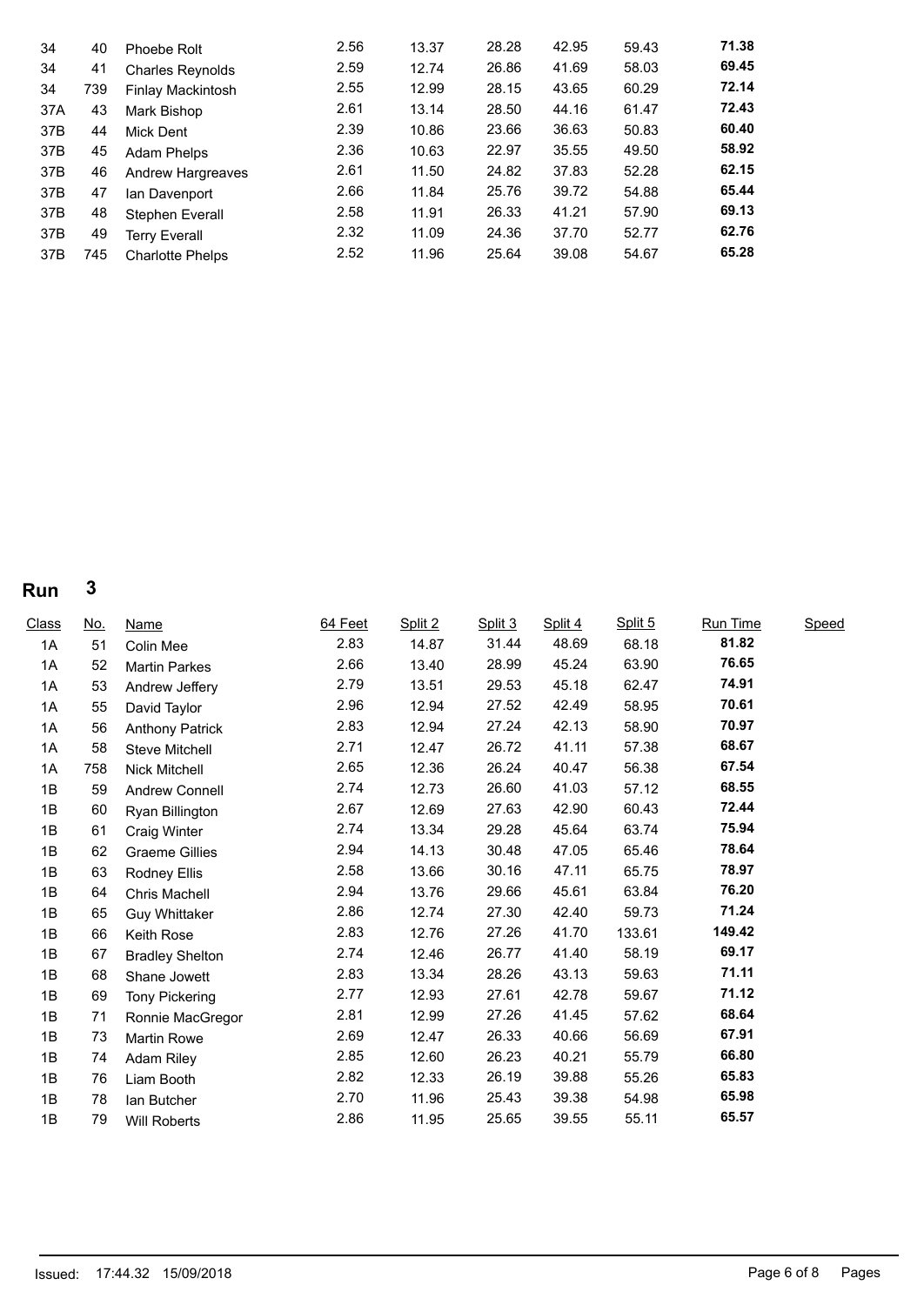| Class | No. | Name | 64 Feet | Split 2 | Split 3 | Split 4 | Split 5 | Run Time | Speed |
|---|---|---|---|---|---|---|---|---|---|
| 34 | 40 | Phoebe Rolt | 2.56 | 13.37 | 28.28 | 42.95 | 59.43 | **71.38** | |
| 34 | 41 | Charles Reynolds | 2.59 | 12.74 | 26.86 | 41.69 | 58.03 | **69.45** | |
| 34 | 739 | Finlay Mackintosh | 2.55 | 12.99 | 28.15 | 43.65 | 60.29 | **72.14** | |
| 37A | 43 | Mark Bishop | 2.61 | 13.14 | 28.50 | 44.16 | 61.47 | **72.43** | |
| 37B | 44 | Mick Dent | 2.39 | 10.86 | 23.66 | 36.63 | 50.83 | **60.40** | |
| 37B | 45 | Adam Phelps | 2.36 | 10.63 | 22.97 | 35.55 | 49.50 | **58.92** | |
| 37B | 46 | Andrew Hargreaves | 2.61 | 11.50 | 24.82 | 37.83 | 52.28 | **62.15** | |
| 37B | 47 | Ian Davenport | 2.66 | 11.84 | 25.76 | 39.72 | 54.88 | **65.44** | |
| 37B | 48 | Stephen Everall | 2.58 | 11.91 | 26.33 | 41.21 | 57.90 | **69.13** | |
| 37B | 49 | Terry Everall | 2.32 | 11.09 | 24.36 | 37.70 | 52.77 | **62.76** | |
| 37B | 745 | Charlotte Phelps | 2.52 | 11.96 | 25.64 | 39.08 | 54.67 | **65.28** | |

# Run 3

| Class | No. | Name | 64 Feet | Split 2 | Split 3 | Split 4 | Split 5 | Run Time | Speed |
|---|---|---|---|---|---|---|---|---|---|
| 1A | 51 | Colin Mee | 2.83 | 14.87 | 31.44 | 48.69 | 68.18 | **81.82** | |
| 1A | 52 | Martin Parkes | 2.66 | 13.40 | 28.99 | 45.24 | 63.90 | **76.65** | |
| 1A | 53 | Andrew Jeffery | 2.79 | 13.51 | 29.53 | 45.18 | 62.47 | **74.91** | |
| 1A | 55 | David Taylor | 2.96 | 12.94 | 27.52 | 42.49 | 58.95 | **70.61** | |
| 1A | 56 | Anthony Patrick | 2.83 | 12.94 | 27.24 | 42.13 | 58.90 | **70.97** | |
| 1A | 58 | Steve Mitchell | 2.71 | 12.47 | 26.72 | 41.11 | 57.38 | **68.67** | |
| 1A | 758 | Nick Mitchell | 2.65 | 12.36 | 26.24 | 40.47 | 56.38 | **67.54** | |
| 1B | 59 | Andrew Connell | 2.74 | 12.73 | 26.60 | 41.03 | 57.12 | **68.55** | |
| 1B | 60 | Ryan Billington | 2.67 | 12.69 | 27.63 | 42.90 | 60.43 | **72.44** | |
| 1B | 61 | Craig Winter | 2.74 | 13.34 | 29.28 | 45.64 | 63.74 | **75.94** | |
| 1B | 62 | Graeme Gillies | 2.94 | 14.13 | 30.48 | 47.05 | 65.46 | **78.64** | |
| 1B | 63 | Rodney Ellis | 2.58 | 13.66 | 30.16 | 47.11 | 65.75 | **78.97** | |
| 1B | 64 | Chris Machell | 2.94 | 13.76 | 29.66 | 45.61 | 63.84 | **76.20** | |
| 1B | 65 | Guy Whittaker | 2.86 | 12.74 | 27.30 | 42.40 | 59.73 | **71.24** | |
| 1B | 66 | Keith Rose | 2.83 | 12.76 | 27.26 | 41.70 | 133.61 | **149.42** | |
| 1B | 67 | Bradley Shelton | 2.74 | 12.46 | 26.77 | 41.40 | 58.19 | **69.17** | |
| 1B | 68 | Shane Jowett | 2.83 | 13.34 | 28.26 | 43.13 | 59.63 | **71.11** | |
| 1B | 69 | Tony Pickering | 2.77 | 12.93 | 27.61 | 42.78 | 59.67 | **71.12** | |
| 1B | 71 | Ronnie MacGregor | 2.81 | 12.99 | 27.26 | 41.45 | 57.62 | **68.64** | |
| 1B | 73 | Martin Rowe | 2.69 | 12.47 | 26.33 | 40.66 | 56.69 | **67.91** | |
| 1B | 74 | Adam Riley | 2.85 | 12.60 | 26.23 | 40.21 | 55.79 | **66.80** | |
| 1B | 76 | Liam Booth | 2.82 | 12.33 | 26.19 | 39.88 | 55.26 | **65.83** | |
| 1B | 78 | Ian Butcher | 2.70 | 11.96 | 25.43 | 39.38 | 54.98 | **65.98** | |
| 1B | 79 | Will Roberts | 2.86 | 11.95 | 25.65 | 39.55 | 55.11 | **65.57** | |

Issued: 17:44.32 15/09/2018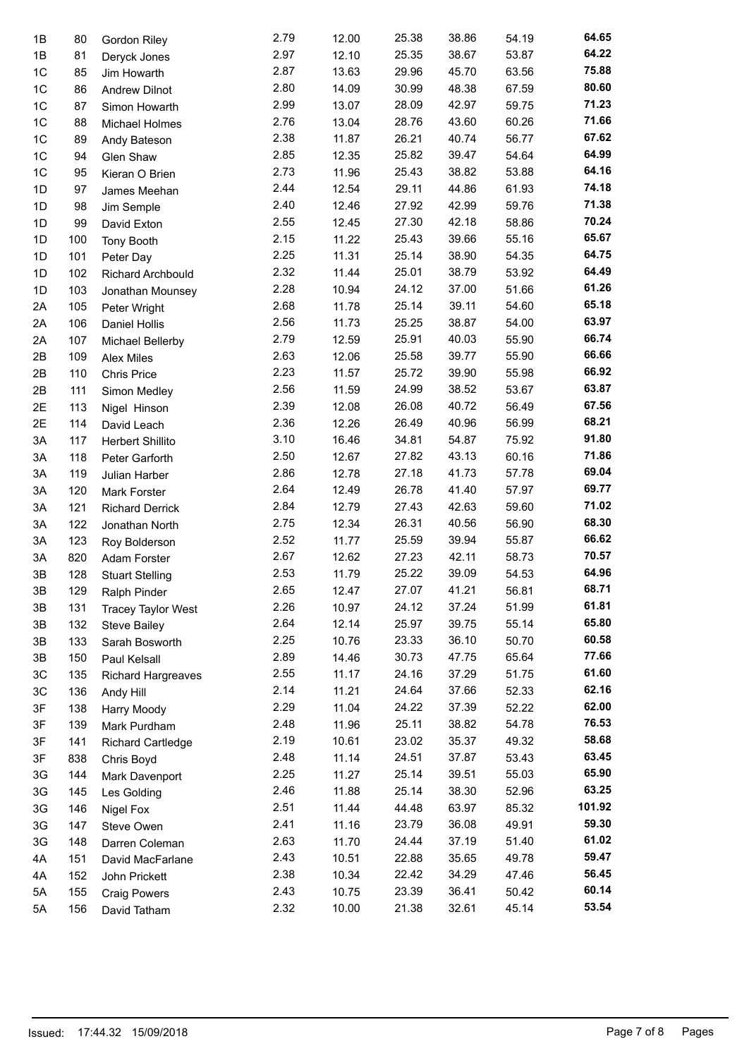| | | | | | | | | |
|---|---|---|---|---|---|---|---|---|
| 1B | 80 | Gordon Riley | 2.79 | 12.00 | 25.38 | 38.86 | 54.19 | **64.65** |
| 1B | 81 | Deryck Jones | 2.97 | 12.10 | 25.35 | 38.67 | 53.87 | **64.22** |
| 1C | 85 | Jim Howarth | 2.87 | 13.63 | 29.96 | 45.70 | 63.56 | **75.88** |
| 1C | 86 | Andrew Dilnot | 2.80 | 14.09 | 30.99 | 48.38 | 67.59 | **80.60** |
| 1C | 87 | Simon Howarth | 2.99 | 13.07 | 28.09 | 42.97 | 59.75 | **71.23** |
| 1C | 88 | Michael Holmes | 2.76 | 13.04 | 28.76 | 43.60 | 60.26 | **71.66** |
| 1C | 89 | Andy Bateson | 2.38 | 11.87 | 26.21 | 40.74 | 56.77 | **67.62** |
| 1C | 94 | Glen Shaw | 2.85 | 12.35 | 25.82 | 39.47 | 54.64 | **64.99** |
| 1C | 95 | Kieran O Brien | 2.73 | 11.96 | 25.43 | 38.82 | 53.88 | **64.16** |
| 1D | 97 | James Meehan | 2.44 | 12.54 | 29.11 | 44.86 | 61.93 | **74.18** |
| 1D | 98 | Jim Semple | 2.40 | 12.46 | 27.92 | 42.99 | 59.76 | **71.38** |
| 1D | 99 | David Exton | 2.55 | 12.45 | 27.30 | 42.18 | 58.86 | **70.24** |
| 1D | 100 | Tony Booth | 2.15 | 11.22 | 25.43 | 39.66 | 55.16 | **65.67** |
| 1D | 101 | Peter Day | 2.25 | 11.31 | 25.14 | 38.90 | 54.35 | **64.75** |
| 1D | 102 | Richard Archbould | 2.32 | 11.44 | 25.01 | 38.79 | 53.92 | **64.49** |
| 1D | 103 | Jonathan Mounsey | 2.28 | 10.94 | 24.12 | 37.00 | 51.66 | **61.26** |
| 2A | 105 | Peter Wright | 2.68 | 11.78 | 25.14 | 39.11 | 54.60 | **65.18** |
| 2A | 106 | Daniel Hollis | 2.56 | 11.73 | 25.25 | 38.87 | 54.00 | **63.97** |
| 2A | 107 | Michael Bellerby | 2.79 | 12.59 | 25.91 | 40.03 | 55.90 | **66.74** |
| 2B | 109 | Alex Miles | 2.63 | 12.06 | 25.58 | 39.77 | 55.90 | **66.66** |
| 2B | 110 | Chris Price | 2.23 | 11.57 | 25.72 | 39.90 | 55.98 | **66.92** |
| 2B | 111 | Simon Medley | 2.56 | 11.59 | 24.99 | 38.52 | 53.67 | **63.87** |
| 2E | 113 | Nigel Hinson | 2.39 | 12.08 | 26.08 | 40.72 | 56.49 | **67.56** |
| 2E | 114 | David Leach | 2.36 | 12.26 | 26.49 | 40.96 | 56.99 | **68.21** |
| 3A | 117 | Herbert Shillito | 3.10 | 16.46 | 34.81 | 54.87 | 75.92 | **91.80** |
| 3A | 118 | Peter Garforth | 2.50 | 12.67 | 27.82 | 43.13 | 60.16 | **71.86** |
| 3A | 119 | Julian Harber | 2.86 | 12.78 | 27.18 | 41.73 | 57.78 | **69.04** |
| 3A | 120 | Mark Forster | 2.64 | 12.49 | 26.78 | 41.40 | 57.97 | **69.77** |
| 3A | 121 | Richard Derrick | 2.84 | 12.79 | 27.43 | 42.63 | 59.60 | **71.02** |
| 3A | 122 | Jonathan North | 2.75 | 12.34 | 26.31 | 40.56 | 56.90 | **68.30** |
| 3A | 123 | Roy Bolderson | 2.52 | 11.77 | 25.59 | 39.94 | 55.87 | **66.62** |
| 3A | 820 | Adam Forster | 2.67 | 12.62 | 27.23 | 42.11 | 58.73 | **70.57** |
| 3B | 128 | Stuart Stelling | 2.53 | 11.79 | 25.22 | 39.09 | 54.53 | **64.96** |
| 3B | 129 | Ralph Pinder | 2.65 | 12.47 | 27.07 | 41.21 | 56.81 | **68.71** |
| 3B | 131 | Tracey Taylor West | 2.26 | 10.97 | 24.12 | 37.24 | 51.99 | **61.81** |
| 3B | 132 | Steve Bailey | 2.64 | 12.14 | 25.97 | 39.75 | 55.14 | **65.80** |
| 3B | 133 | Sarah Bosworth | 2.25 | 10.76 | 23.33 | 36.10 | 50.70 | **60.58** |
| 3B | 150 | Paul Kelsall | 2.89 | 14.46 | 30.73 | 47.75 | 65.64 | **77.66** |
| 3C | 135 | Richard Hargreaves | 2.55 | 11.17 | 24.16 | 37.29 | 51.75 | **61.60** |
| 3C | 136 | Andy Hill | 2.14 | 11.21 | 24.64 | 37.66 | 52.33 | **62.16** |
| 3F | 138 | Harry Moody | 2.29 | 11.04 | 24.22 | 37.39 | 52.22 | **62.00** |
| 3F | 139 | Mark Purdham | 2.48 | 11.96 | 25.11 | 38.82 | 54.78 | **76.53** |
| 3F | 141 | Richard Cartledge | 2.19 | 10.61 | 23.02 | 35.37 | 49.32 | **58.68** |
| 3F | 838 | Chris Boyd | 2.48 | 11.14 | 24.51 | 37.87 | 53.43 | **63.45** |
| 3G | 144 | Mark Davenport | 2.25 | 11.27 | 25.14 | 39.51 | 55.03 | **65.90** |
| 3G | 145 | Les Golding | 2.46 | 11.88 | 25.14 | 38.30 | 52.96 | **63.25** |
| 3G | 146 | Nigel Fox | 2.51 | 11.44 | 44.48 | 63.97 | 85.32 | **101.92** |
| 3G | 147 | Steve Owen | 2.41 | 11.16 | 23.79 | 36.08 | 49.91 | **59.30** |
| 3G | 148 | Darren Coleman | 2.63 | 11.70 | 24.44 | 37.19 | 51.40 | **61.02** |
| 4A | 151 | David MacFarlane | 2.43 | 10.51 | 22.88 | 35.65 | 49.78 | **59.47** |
| 4A | 152 | John Prickett | 2.38 | 10.34 | 22.42 | 34.29 | 47.46 | **56.45** |
| 5A | 155 | Craig Powers | 2.43 | 10.75 | 23.39 | 36.41 | 50.42 | **60.14** |
| 5A | 156 | David Tatham | 2.32 | 10.00 | 21.38 | 32.61 | 45.14 | **53.54** |

Issued: 17:44.32 15/09/2018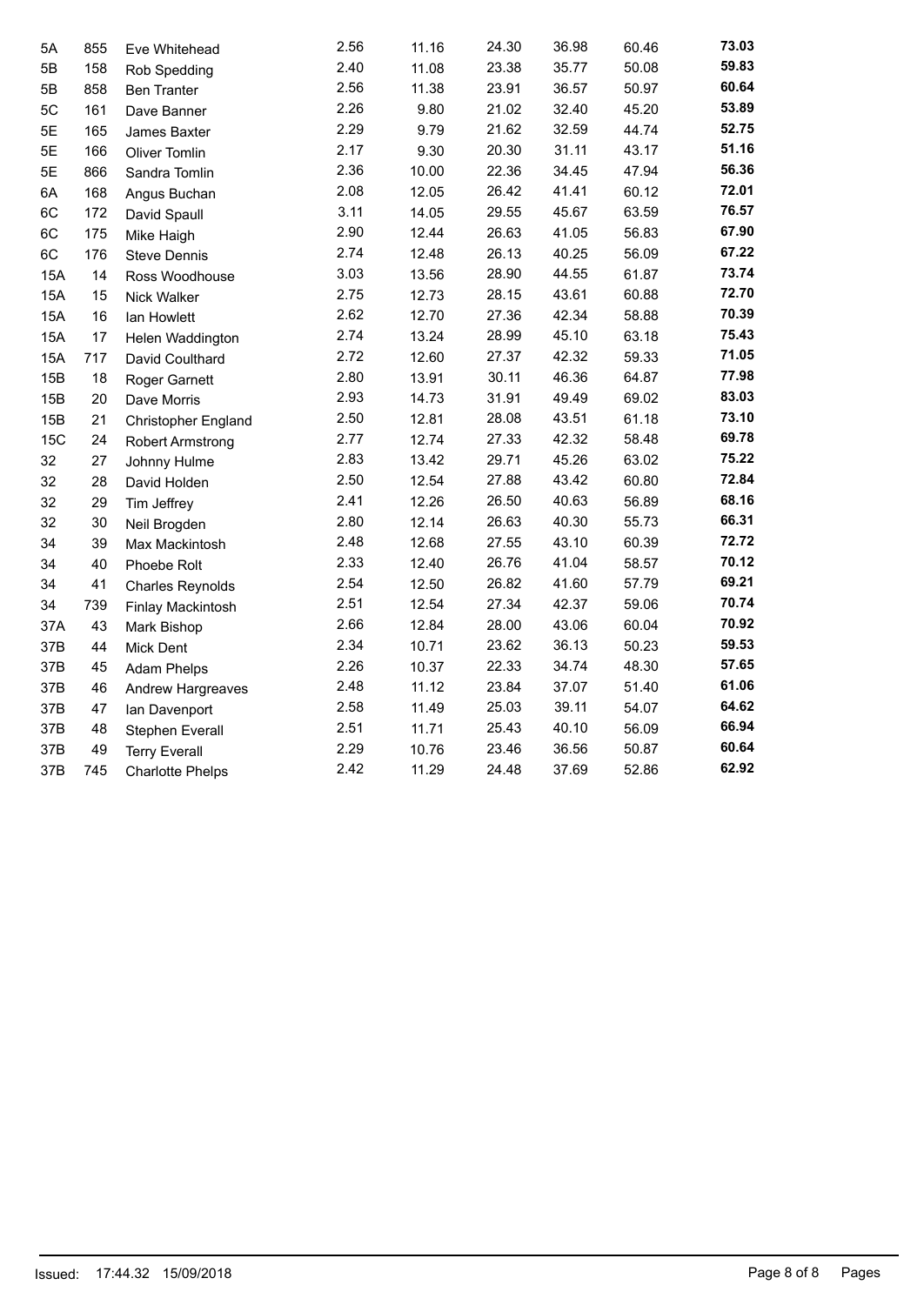| | | | | | | | | |
|---|---|---|---|---|---|---|---|---|
| 5A | 855 | Eve Whitehead | 2.56 | 11.16 | 24.30 | 36.98 | 60.46 | **73.03** |
| 5B | 158 | Rob Spedding | 2.40 | 11.08 | 23.38 | 35.77 | 50.08 | **59.83** |
| 5B | 858 | Ben Tranter | 2.56 | 11.38 | 23.91 | 36.57 | 50.97 | **60.64** |
| 5C | 161 | Dave Banner | 2.26 | 9.80 | 21.02 | 32.40 | 45.20 | **53.89** |
| 5E | 165 | James Baxter | 2.29 | 9.79 | 21.62 | 32.59 | 44.74 | **52.75** |
| 5E | 166 | Oliver Tomlin | 2.17 | 9.30 | 20.30 | 31.11 | 43.17 | **51.16** |
| 5E | 866 | Sandra Tomlin | 2.36 | 10.00 | 22.36 | 34.45 | 47.94 | **56.36** |
| 6A | 168 | Angus Buchan | 2.08 | 12.05 | 26.42 | 41.41 | 60.12 | **72.01** |
| 6C | 172 | David Spaull | 3.11 | 14.05 | 29.55 | 45.67 | 63.59 | **76.57** |
| 6C | 175 | Mike Haigh | 2.90 | 12.44 | 26.63 | 41.05 | 56.83 | **67.90** |
| 6C | 176 | Steve Dennis | 2.74 | 12.48 | 26.13 | 40.25 | 56.09 | **67.22** |
| 15A | 14 | Ross Woodhouse | 3.03 | 13.56 | 28.90 | 44.55 | 61.87 | **73.74** |
| 15A | 15 | Nick Walker | 2.75 | 12.73 | 28.15 | 43.61 | 60.88 | **72.70** |
| 15A | 16 | Ian Howlett | 2.62 | 12.70 | 27.36 | 42.34 | 58.88 | **70.39** |
| 15A | 17 | Helen Waddington | 2.74 | 13.24 | 28.99 | 45.10 | 63.18 | **75.43** |
| 15A | 717 | David Coulthard | 2.72 | 12.60 | 27.37 | 42.32 | 59.33 | **71.05** |
| 15B | 18 | Roger Garnett | 2.80 | 13.91 | 30.11 | 46.36 | 64.87 | **77.98** |
| 15B | 20 | Dave Morris | 2.93 | 14.73 | 31.91 | 49.49 | 69.02 | **83.03** |
| 15B | 21 | Christopher England | 2.50 | 12.81 | 28.08 | 43.51 | 61.18 | **73.10** |
| 15C | 24 | Robert Armstrong | 2.77 | 12.74 | 27.33 | 42.32 | 58.48 | **69.78** |
| 32 | 27 | Johnny Hulme | 2.83 | 13.42 | 29.71 | 45.26 | 63.02 | **75.22** |
| 32 | 28 | David Holden | 2.50 | 12.54 | 27.88 | 43.42 | 60.80 | **72.84** |
| 32 | 29 | Tim Jeffrey | 2.41 | 12.26 | 26.50 | 40.63 | 56.89 | **68.16** |
| 32 | 30 | Neil Brogden | 2.80 | 12.14 | 26.63 | 40.30 | 55.73 | **66.31** |
| 34 | 39 | Max Mackintosh | 2.48 | 12.68 | 27.55 | 43.10 | 60.39 | **72.72** |
| 34 | 40 | Phoebe Rolt | 2.33 | 12.40 | 26.76 | 41.04 | 58.57 | **70.12** |
| 34 | 41 | Charles Reynolds | 2.54 | 12.50 | 26.82 | 41.60 | 57.79 | **69.21** |
| 34 | 739 | Finlay Mackintosh | 2.51 | 12.54 | 27.34 | 42.37 | 59.06 | **70.74** |
| 37A | 43 | Mark Bishop | 2.66 | 12.84 | 28.00 | 43.06 | 60.04 | **70.92** |
| 37B | 44 | Mick Dent | 2.34 | 10.71 | 23.62 | 36.13 | 50.23 | **59.53** |
| 37B | 45 | Adam Phelps | 2.26 | 10.37 | 22.33 | 34.74 | 48.30 | **57.65** |
| 37B | 46 | Andrew Hargreaves | 2.48 | 11.12 | 23.84 | 37.07 | 51.40 | **61.06** |
| 37B | 47 | Ian Davenport | 2.58 | 11.49 | 25.03 | 39.11 | 54.07 | **64.62** |
| 37B | 48 | Stephen Everall | 2.51 | 11.71 | 25.43 | 40.10 | 56.09 | **66.94** |
| 37B | 49 | Terry Everall | 2.29 | 10.76 | 23.46 | 36.56 | 50.87 | **60.64** |
| 37B | 745 | Charlotte Phelps | 2.42 | 11.29 | 24.48 | 37.69 | 52.86 | **62.92** |

Issued: 17:44.32 15/09/2018